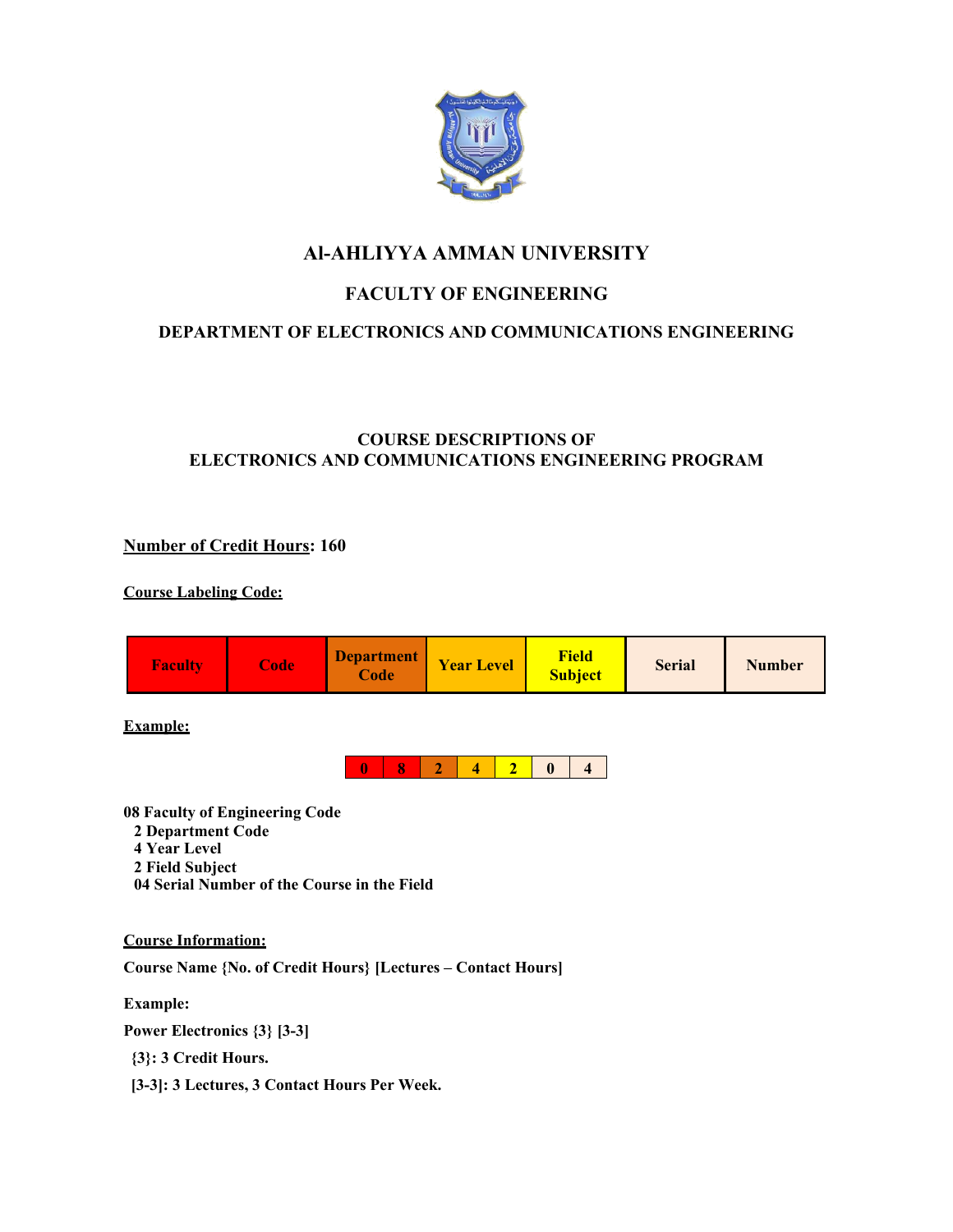# Al-AHLIYYA AMMAN UNIVERSITY

## FACULTY OF ENGINEERING

### DEPARTMENT OF ELECTRONICS AND COMMUNICATIONS ENGINEERING

### COURSE DESCRIPTIONS OF ELECTRONICS AND COMMUNICATIONS ENGINEERING PROGRAM

**Number of Credit Hours: 160**

**Course Labeling Code:**

| Faculty | Code | Department Code | Year Level | Field Subject | Serial | Number |
|---|---|---|---|---|---|---|

**Example:**

| 0 | 8 | 2 | 4 | 2 | 0 | 4 |
|---|---|---|---|---|---|---|

**08 Faculty of Engineering Code**
**2 Department Code**
**4 Year Level**
**2 Field Subject**
**04 Serial Number of the Course in the Field**

**Course Information:**

**Course Name {No. of Credit Hours} [Lectures – Contact Hours]**

**Example:**

**Power Electronics {3} [3-3]**

**{3}: 3 Credit Hours.**

**[3-3]: 3 Lectures, 3 Contact Hours Per Week.**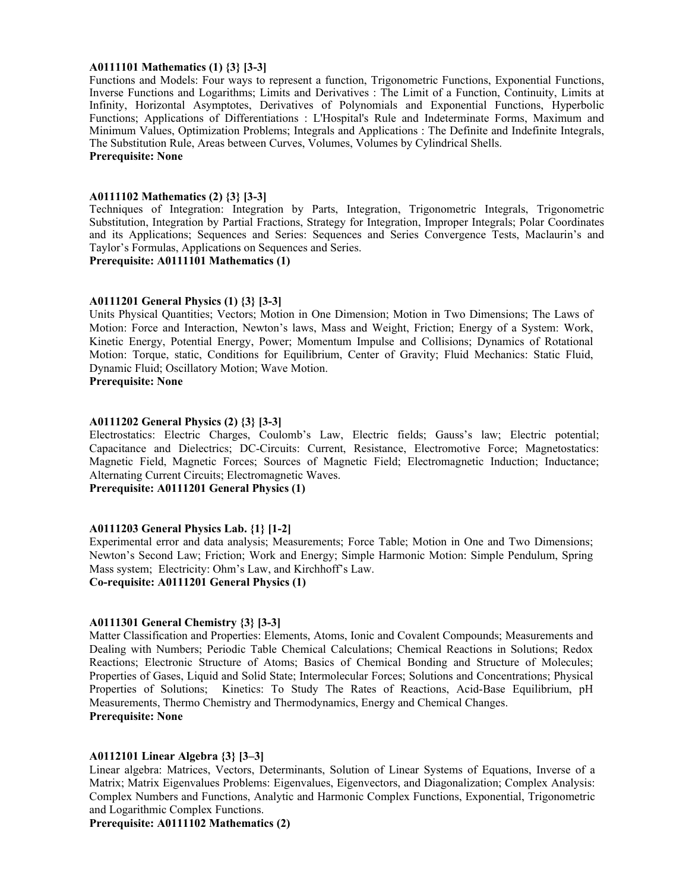**A0111101 Mathematics (1) {3} [3-3]**
Functions and Models: Four ways to represent a function, Trigonometric Functions, Exponential Functions, Inverse Functions and Logarithms; Limits and Derivatives : The Limit of a Function, Continuity, Limits at Infinity, Horizontal Asymptotes, Derivatives of Polynomials and Exponential Functions, Hyperbolic Functions; Applications of Differentiations : L'Hospital's Rule and Indeterminate Forms, Maximum and Minimum Values, Optimization Problems; Integrals and Applications : The Definite and Indefinite Integrals, The Substitution Rule, Areas between Curves, Volumes, Volumes by Cylindrical Shells.
**Prerequisite: None**

**A0111102 Mathematics (2) {3} [3-3]**
Techniques of Integration: Integration by Parts, Integration, Trigonometric Integrals, Trigonometric Substitution, Integration by Partial Fractions, Strategy for Integration, Improper Integrals; Polar Coordinates and its Applications; Sequences and Series: Sequences and Series Convergence Tests, Maclaurin's and Taylor's Formulas, Applications on Sequences and Series.
**Prerequisite: A0111101 Mathematics (1)**

**A0111201 General Physics (1) {3} [3-3]**
Units Physical Quantities; Vectors; Motion in One Dimension; Motion in Two Dimensions; The Laws of Motion: Force and Interaction, Newton's laws, Mass and Weight, Friction; Energy of a System: Work, Kinetic Energy, Potential Energy, Power; Momentum Impulse and Collisions; Dynamics of Rotational Motion: Torque, static, Conditions for Equilibrium, Center of Gravity; Fluid Mechanics: Static Fluid, Dynamic Fluid; Oscillatory Motion; Wave Motion.
**Prerequisite: None**

**A0111202 General Physics (2) {3} [3-3]**
Electrostatics: Electric Charges, Coulomb's Law, Electric fields; Gauss's law; Electric potential; Capacitance and Dielectrics; DC-Circuits: Current, Resistance, Electromotive Force; Magnetostatics: Magnetic Field, Magnetic Forces; Sources of Magnetic Field; Electromagnetic Induction; Inductance; Alternating Current Circuits; Electromagnetic Waves.
**Prerequisite: A0111201 General Physics (1)**

**A0111203 General Physics Lab. {1} [1-2]**
Experimental error and data analysis; Measurements; Force Table; Motion in One and Two Dimensions; Newton's Second Law; Friction; Work and Energy; Simple Harmonic Motion: Simple Pendulum, Spring Mass system; Electricity: Ohm's Law, and Kirchhoff's Law.
**Co-requisite: A0111201 General Physics (1)**

**A0111301 General Chemistry {3} [3-3]**
Matter Classification and Properties: Elements, Atoms, Ionic and Covalent Compounds; Measurements and Dealing with Numbers; Periodic Table Chemical Calculations; Chemical Reactions in Solutions; Redox Reactions; Electronic Structure of Atoms; Basics of Chemical Bonding and Structure of Molecules; Properties of Gases, Liquid and Solid State; Intermolecular Forces; Solutions and Concentrations; Physical Properties of Solutions; Kinetics: To Study The Rates of Reactions, Acid-Base Equilibrium, pH Measurements, Thermo Chemistry and Thermodynamics, Energy and Chemical Changes.
**Prerequisite: None**

**A0112101 Linear Algebra {3} [3–3]**
Linear algebra: Matrices, Vectors, Determinants, Solution of Linear Systems of Equations, Inverse of a Matrix; Matrix Eigenvalues Problems: Eigenvalues, Eigenvectors, and Diagonalization; Complex Analysis: Complex Numbers and Functions, Analytic and Harmonic Complex Functions, Exponential, Trigonometric and Logarithmic Complex Functions.
**Prerequisite: A0111102 Mathematics (2)**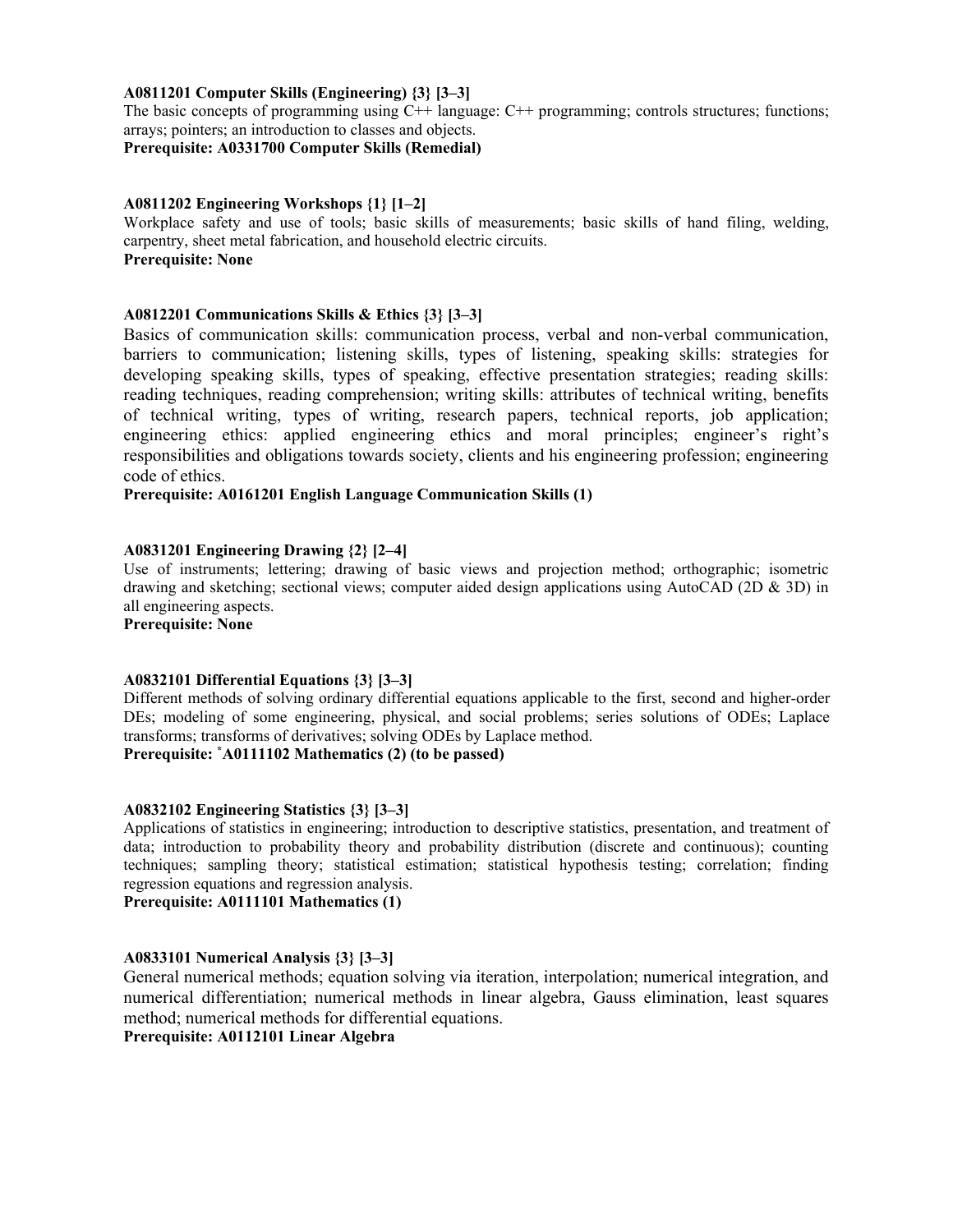**A0811201 Computer Skills (Engineering) {3} [3–3]**

The basic concepts of programming using C++ language: C++ programming; controls structures; functions; arrays; pointers; an introduction to classes and objects.

**Prerequisite: A0331700 Computer Skills (Remedial)**

**A0811202 Engineering Workshops {1} [1–2]**

Workplace safety and use of tools; basic skills of measurements; basic skills of hand filing, welding, carpentry, sheet metal fabrication, and household electric circuits.

**Prerequisite: None**

**A0812201 Communications Skills & Ethics {3} [3–3]**

Basics of communication skills: communication process, verbal and non-verbal communication, barriers to communication; listening skills, types of listening, speaking skills: strategies for developing speaking skills, types of speaking, effective presentation strategies; reading skills: reading techniques, reading comprehension; writing skills: attributes of technical writing, benefits of technical writing, types of writing, research papers, technical reports, job application; engineering ethics: applied engineering ethics and moral principles; engineer's right's responsibilities and obligations towards society, clients and his engineering profession; engineering code of ethics.

**Prerequisite: A0161201 English Language Communication Skills (1)**

**A0831201 Engineering Drawing {2} [2–4]**

Use of instruments; lettering; drawing of basic views and projection method; orthographic; isometric drawing and sketching; sectional views; computer aided design applications using AutoCAD (2D & 3D) in all engineering aspects.

**Prerequisite: None**

**A0832101 Differential Equations {3} [3–3]**

Different methods of solving ordinary differential equations applicable to the first, second and higher-order DEs; modeling of some engineering, physical, and social problems; series solutions of ODEs; Laplace transforms; transforms of derivatives; solving ODEs by Laplace method.

**Prerequisite: *A0111102 Mathematics (2) (to be passed)**

**A0832102 Engineering Statistics {3} [3–3]**

Applications of statistics in engineering; introduction to descriptive statistics, presentation, and treatment of data; introduction to probability theory and probability distribution (discrete and continuous); counting techniques; sampling theory; statistical estimation; statistical hypothesis testing; correlation; finding regression equations and regression analysis.

**Prerequisite: A0111101 Mathematics (1)**

**A0833101 Numerical Analysis {3} [3–3]**

General numerical methods; equation solving via iteration, interpolation; numerical integration, and numerical differentiation; numerical methods in linear algebra, Gauss elimination, least squares method; numerical methods for differential equations.

**Prerequisite: A0112101 Linear Algebra**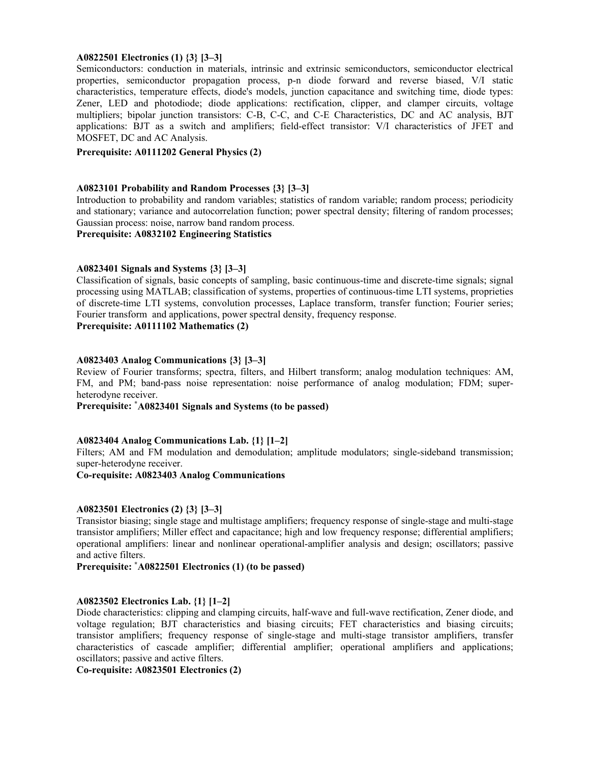**A0822501 Electronics (1) {3} [3–3]**

Semiconductors: conduction in materials, intrinsic and extrinsic semiconductors, semiconductor electrical properties, semiconductor propagation process, p-n diode forward and reverse biased, V/I static characteristics, temperature effects, diode's models, junction capacitance and switching time, diode types: Zener, LED and photodiode; diode applications: rectification, clipper, and clamper circuits, voltage multipliers; bipolar junction transistors: C-B, C-C, and C-E Characteristics, DC and AC analysis, BJT applications: BJT as a switch and amplifiers; field-effect transistor: V/I characteristics of JFET and MOSFET, DC and AC Analysis.

**Prerequisite: A0111202 General Physics (2)**

**A0823101 Probability and Random Processes {3} [3–3]**

Introduction to probability and random variables; statistics of random variable; random process; periodicity and stationary; variance and autocorrelation function; power spectral density; filtering of random processes; Gaussian process: noise, narrow band random process.

**Prerequisite: A0832102 Engineering Statistics**

**A0823401 Signals and Systems {3} [3–3]**

Classification of signals, basic concepts of sampling, basic continuous-time and discrete-time signals; signal processing using MATLAB; classification of systems, properties of continuous-time LTI systems, proprieties of discrete-time LTI systems, convolution processes, Laplace transform, transfer function; Fourier series; Fourier transform and applications, power spectral density, frequency response.

**Prerequisite: A0111102 Mathematics (2)**

**A0823403 Analog Communications {3} [3–3]**

Review of Fourier transforms; spectra, filters, and Hilbert transform; analog modulation techniques: AM, FM, and PM; band-pass noise representation: noise performance of analog modulation; FDM; super-heterodyne receiver.

**Prerequisite: *A0823401 Signals and Systems (to be passed)**

**A0823404 Analog Communications Lab. {1} [1–2]**

Filters; AM and FM modulation and demodulation; amplitude modulators; single-sideband transmission; super-heterodyne receiver.

**Co-requisite: A0823403 Analog Communications**

**A0823501 Electronics (2) {3} [3–3]**

Transistor biasing; single stage and multistage amplifiers; frequency response of single-stage and multi-stage transistor amplifiers; Miller effect and capacitance; high and low frequency response; differential amplifiers; operational amplifiers: linear and nonlinear operational-amplifier analysis and design; oscillators; passive and active filters.

**Prerequisite: *A0822501 Electronics (1) (to be passed)**

**A0823502 Electronics Lab. {1} [1–2]**

Diode characteristics: clipping and clamping circuits, half-wave and full-wave rectification, Zener diode, and voltage regulation; BJT characteristics and biasing circuits; FET characteristics and biasing circuits; transistor amplifiers; frequency response of single-stage and multi-stage transistor amplifiers, transfer characteristics of cascade amplifier; differential amplifier; operational amplifiers and applications; oscillators; passive and active filters.

**Co-requisite: A0823501 Electronics (2)**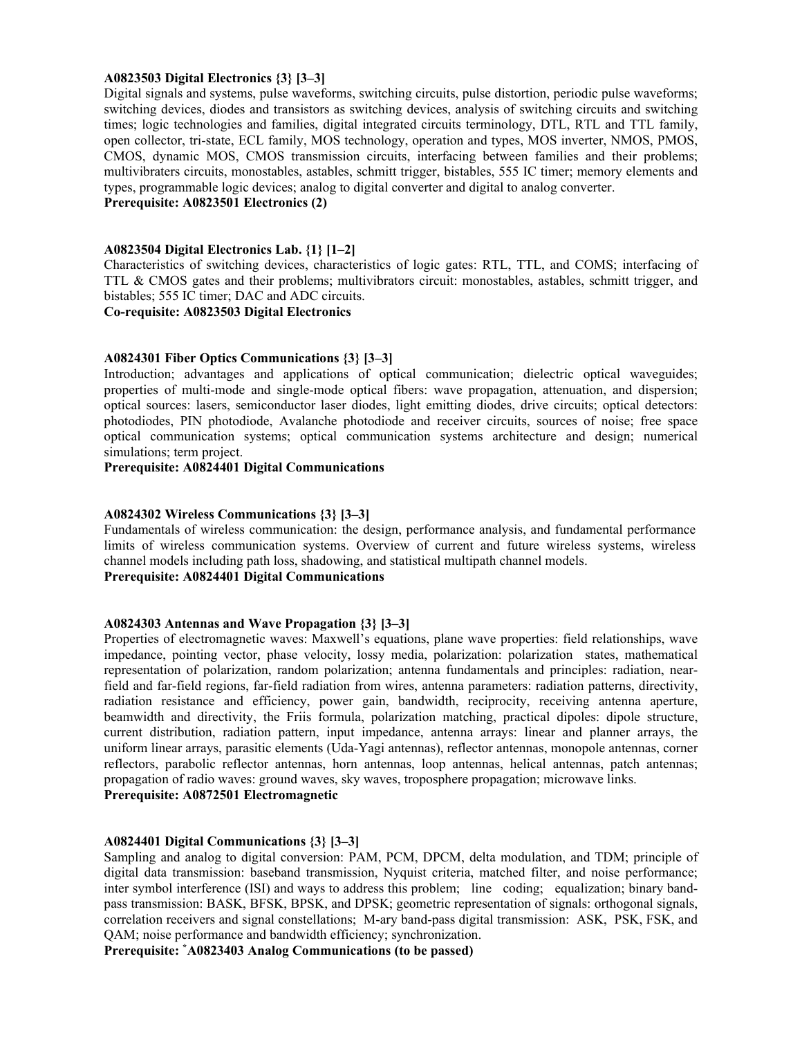**A0823503 Digital Electronics {3} [3–3]**

Digital signals and systems, pulse waveforms, switching circuits, pulse distortion, periodic pulse waveforms; switching devices, diodes and transistors as switching devices, analysis of switching circuits and switching times; logic technologies and families, digital integrated circuits terminology, DTL, RTL and TTL family, open collector, tri-state, ECL family, MOS technology, operation and types, MOS inverter, NMOS, PMOS, CMOS, dynamic MOS, CMOS transmission circuits, interfacing between families and their problems; multivibraters circuits, monostables, astables, schmitt trigger, bistables, 555 IC timer; memory elements and types, programmable logic devices; analog to digital converter and digital to analog converter.

**Prerequisite: A0823501 Electronics (2)**

**A0823504 Digital Electronics Lab. {1} [1–2]**

Characteristics of switching devices, characteristics of logic gates: RTL, TTL, and COMS; interfacing of TTL & CMOS gates and their problems; multivibrators circuit: monostables, astables, schmitt trigger, and bistables; 555 IC timer; DAC and ADC circuits.

**Co-requisite: A0823503 Digital Electronics**

**A0824301 Fiber Optics Communications {3} [3–3]**

Introduction; advantages and applications of optical communication; dielectric optical waveguides; properties of multi-mode and single-mode optical fibers: wave propagation, attenuation, and dispersion; optical sources: lasers, semiconductor laser diodes, light emitting diodes, drive circuits; optical detectors: photodiodes, PIN photodiode, Avalanche photodiode and receiver circuits, sources of noise; free space optical communication systems; optical communication systems architecture and design; numerical simulations; term project.

**Prerequisite: A0824401 Digital Communications**

**A0824302 Wireless Communications {3} [3–3]**

Fundamentals of wireless communication: the design, performance analysis, and fundamental performance limits of wireless communication systems. Overview of current and future wireless systems, wireless channel models including path loss, shadowing, and statistical multipath channel models.

**Prerequisite: A0824401 Digital Communications**

**A0824303 Antennas and Wave Propagation {3} [3–3]**

Properties of electromagnetic waves: Maxwell's equations, plane wave properties: field relationships, wave impedance, pointing vector, phase velocity, lossy media, polarization: polarization states, mathematical representation of polarization, random polarization; antenna fundamentals and principles: radiation, near-field and far-field regions, far-field radiation from wires, antenna parameters: radiation patterns, directivity, radiation resistance and efficiency, power gain, bandwidth, reciprocity, receiving antenna aperture, beamwidth and directivity, the Friis formula, polarization matching, practical dipoles: dipole structure, current distribution, radiation pattern, input impedance, antenna arrays: linear and planner arrays, the uniform linear arrays, parasitic elements (Uda-Yagi antennas), reflector antennas, monopole antennas, corner reflectors, parabolic reflector antennas, horn antennas, loop antennas, helical antennas, patch antennas; propagation of radio waves: ground waves, sky waves, troposphere propagation; microwave links.

**Prerequisite: A0872501 Electromagnetic**

**A0824401 Digital Communications {3} [3–3]**

Sampling and analog to digital conversion: PAM, PCM, DPCM, delta modulation, and TDM; principle of digital data transmission: baseband transmission, Nyquist criteria, matched filter, and noise performance; inter symbol interference (ISI) and ways to address this problem; line coding; equalization; binary band-pass transmission: BASK, BFSK, BPSK, and DPSK; geometric representation of signals: orthogonal signals, correlation receivers and signal constellations; M-ary band-pass digital transmission: ASK, PSK, FSK, and QAM; noise performance and bandwidth efficiency; synchronization.

**Prerequisite: \*A0823403 Analog Communications (to be passed)**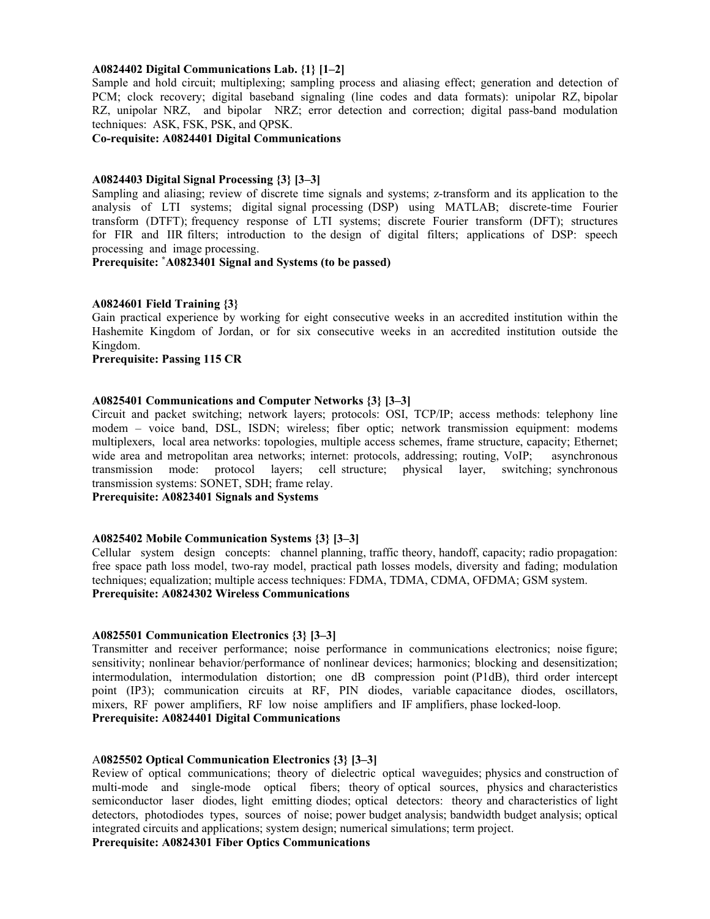**A0824402 Digital Communications Lab. {1} [1–2]**
Sample and hold circuit; multiplexing; sampling process and aliasing effect; generation and detection of PCM; clock recovery; digital baseband signaling (line codes and data formats): unipolar RZ, bipolar RZ, unipolar NRZ, and bipolar NRZ; error detection and correction; digital pass-band modulation techniques: ASK, FSK, PSK, and QPSK.
**Co-requisite: A0824401 Digital Communications**

**A0824403 Digital Signal Processing {3} [3–3]**
Sampling and aliasing; review of discrete time signals and systems; z-transform and its application to the analysis of LTI systems; digital signal processing (DSP) using MATLAB; discrete-time Fourier transform (DTFT); frequency response of LTI systems; discrete Fourier transform (DFT); structures for FIR and IIR filters; introduction to the design of digital filters; applications of DSP: speech processing and image processing.
**Prerequisite: *A0823401 Signal and Systems (to be passed)**

**A0824601 Field Training {3}**
Gain practical experience by working for eight consecutive weeks in an accredited institution within the Hashemite Kingdom of Jordan, or for six consecutive weeks in an accredited institution outside the Kingdom.
**Prerequisite: Passing 115 CR**

**A0825401 Communications and Computer Networks {3} [3–3]**
Circuit and packet switching; network layers; protocols: OSI, TCP/IP; access methods: telephony line modem – voice band, DSL, ISDN; wireless; fiber optic; network transmission equipment: modems multiplexers, local area networks: topologies, multiple access schemes, frame structure, capacity; Ethernet; wide area and metropolitan area networks; internet: protocols, addressing; routing, VoIP; asynchronous transmission mode: protocol layers; cell structure; physical layer, switching; synchronous transmission systems: SONET, SDH; frame relay.
**Prerequisite: A0823401 Signals and Systems**

**A0825402 Mobile Communication Systems {3} [3–3]**
Cellular system design concepts: channel planning, traffic theory, handoff, capacity; radio propagation: free space path loss model, two-ray model, practical path losses models, diversity and fading; modulation techniques; equalization; multiple access techniques: FDMA, TDMA, CDMA, OFDMA; GSM system.
**Prerequisite: A0824302 Wireless Communications**

**A0825501 Communication Electronics {3} [3–3]**
Transmitter and receiver performance; noise performance in communications electronics; noise figure; sensitivity; nonlinear behavior/performance of nonlinear devices; harmonics; blocking and desensitization; intermodulation, intermodulation distortion; one dB compression point (P1dB), third order intercept point (IP3); communication circuits at RF, PIN diodes, variable capacitance diodes, oscillators, mixers, RF power amplifiers, RF low noise amplifiers and IF amplifiers, phase locked-loop.
**Prerequisite: A0824401 Digital Communications**

**A0825502 Optical Communication Electronics {3} [3–3]**
Review of optical communications; theory of dielectric optical waveguides; physics and construction of multi-mode and single-mode optical fibers; theory of optical sources, physics and characteristics semiconductor laser diodes, light emitting diodes; optical detectors: theory and characteristics of light detectors, photodiodes types, sources of noise; power budget analysis; bandwidth budget analysis; optical integrated circuits and applications; system design; numerical simulations; term project.
**Prerequisite: A0824301 Fiber Optics Communications**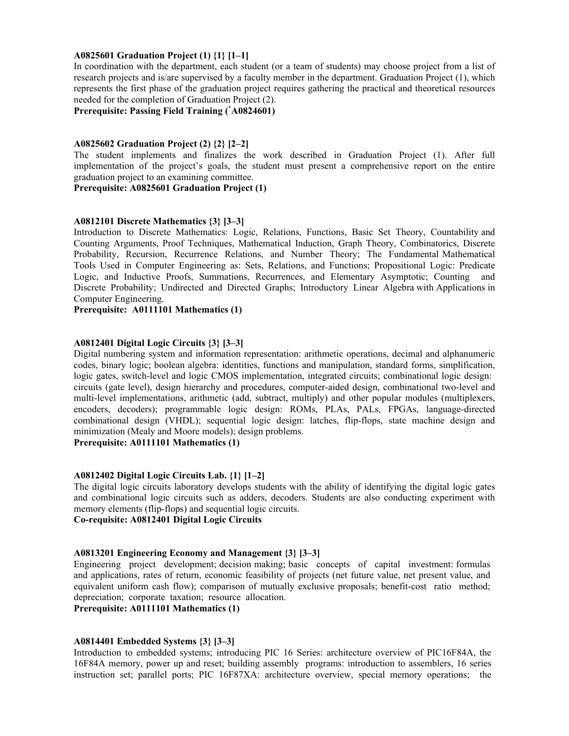**A0825601 Graduation Project (1) {1} [1–1]**
In coordination with the department, each student (or a team of students) may choose project from a list of research projects and is/are supervised by a faculty member in the department. Graduation Project (1), which represents the first phase of the graduation project requires gathering the practical and theoretical resources needed for the completion of Graduation Project (2).
**Prerequisite: Passing Field Training (*A0824601)**

**A0825602 Graduation Project (2) {2} [2–2]**
The student implements and finalizes the work described in Graduation Project (1). After full implementation of the project's goals, the student must present a comprehensive report on the entire graduation project to an examining committee.
**Prerequisite: A0825601 Graduation Project (1)**

**A0812101 Discrete Mathematics {3} [3–3]**
Introduction to Discrete Mathematics: Logic, Relations, Functions, Basic Set Theory, Countability and Counting Arguments, Proof Techniques, Mathematical Induction, Graph Theory, Combinatorics, Discrete Probability, Recursion, Recurrence Relations, and Number Theory; The Fundamental Mathematical Tools Used in Computer Engineering as: Sets, Relations, and Functions; Propositional Logic: Predicate Logic, and Inductive Proofs, Summations, Recurrences, and Elementary Asymptotic; Counting and Discrete Probability; Undirected and Directed Graphs; Introductory Linear Algebra with Applications in Computer Engineering.
**Prerequisite: A0111101 Mathematics (1)**

**A0812401 Digital Logic Circuits {3} [3–3]**
Digital numbering system and information representation: arithmetic operations, decimal and alphanumeric codes, binary logic; boolean algebra: identities, functions and manipulation, standard forms, simplification, logic gates, switch-level and logic CMOS implementation, integrated circuits; combinational logic design: circuits (gate level), design hierarchy and procedures, computer-aided design, combinational two-level and multi-level implementations, arithmetic (add, subtract, multiply) and other popular modules (multiplexers, encoders, decoders); programmable logic design: ROMs, PLAs, PALs, FPGAs, language-directed combinational design (VHDL); sequential logic design: latches, flip-flops, state machine design and minimization (Mealy and Moore models); design problems.
**Prerequisite: A0111101 Mathematics (1)**

**A0812402 Digital Logic Circuits Lab. {1} [1–2]**
The digital logic circuits laboratory develops students with the ability of identifying the digital logic gates and combinational logic circuits such as adders, decoders. Students are also conducting experiment with memory elements (flip-flops) and sequential logic circuits.
**Co-requisite: A0812401 Digital Logic Circuits**

**A0813201 Engineering Economy and Management {3} [3–3]**
Engineering project development; decision making; basic concepts of capital investment: formulas and applications, rates of return, economic feasibility of projects (net future value, net present value, and equivalent uniform cash flow); comparison of mutually exclusive proposals; benefit-cost ratio method; depreciation; corporate taxation; resource allocation.
**Prerequisite: A0111101 Mathematics (1)**

**A0814401 Embedded Systems {3} [3–3]**
Introduction to embedded systems; introducing PIC 16 Series: architecture overview of PIC16F84A, the 16F84A memory, power up and reset; building assembly programs: introduction to assemblers, 16 series instruction set; parallel ports; PIC 16F87XA: architecture overview, special memory operations; the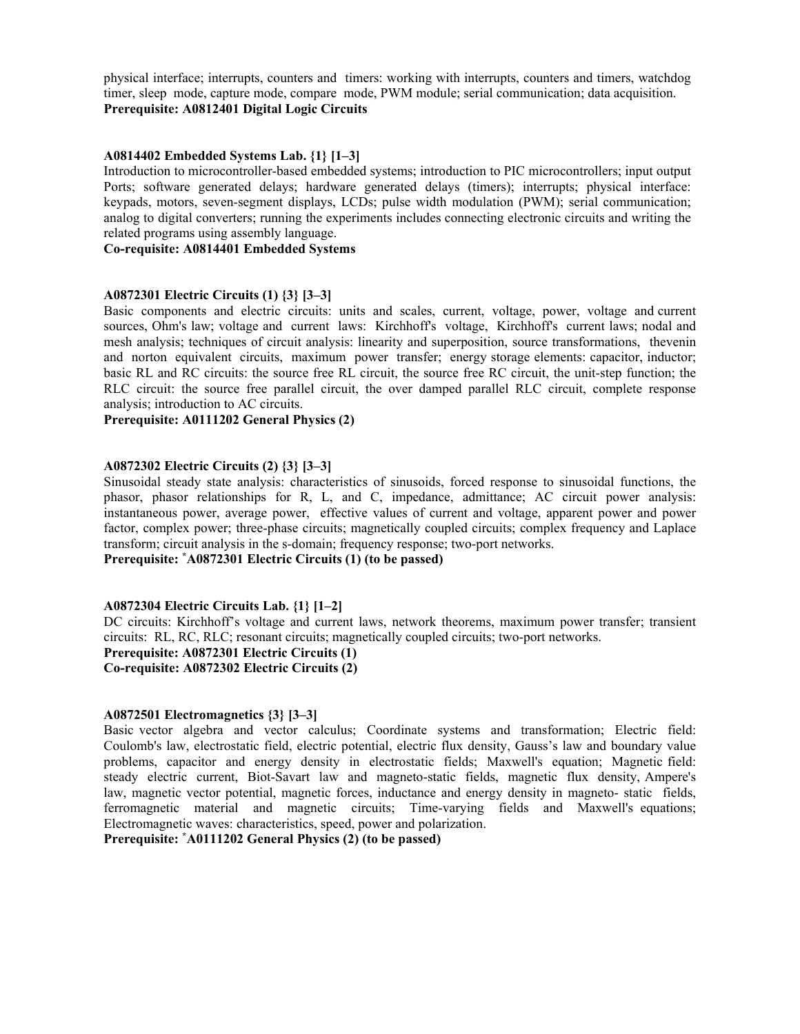physical interface; interrupts, counters and timers: working with interrupts, counters and timers, watchdog timer, sleep mode, capture mode, compare mode, PWM module; serial communication; data acquisition.
**Prerequisite: A0812401 Digital Logic Circuits**

**A0814402 Embedded Systems Lab. {1} [1–3]**
Introduction to microcontroller-based embedded systems; introduction to PIC microcontrollers; input output Ports; software generated delays; hardware generated delays (timers); interrupts; physical interface: keypads, motors, seven-segment displays, LCDs; pulse width modulation (PWM); serial communication; analog to digital converters; running the experiments includes connecting electronic circuits and writing the related programs using assembly language.
**Co-requisite: A0814401 Embedded Systems**

**A0872301 Electric Circuits (1) {3} [3–3]**
Basic components and electric circuits: units and scales, current, voltage, power, voltage and current sources, Ohm's law; voltage and current laws: Kirchhoff's voltage, Kirchhoff's current laws; nodal and mesh analysis; techniques of circuit analysis: linearity and superposition, source transformations, thevenin and norton equivalent circuits, maximum power transfer; energy storage elements: capacitor, inductor; basic RL and RC circuits: the source free RL circuit, the source free RC circuit, the unit-step function; the RLC circuit: the source free parallel circuit, the over damped parallel RLC circuit, complete response analysis; introduction to AC circuits.
**Prerequisite: A0111202 General Physics (2)**

**A0872302 Electric Circuits (2) {3} [3–3]**
Sinusoidal steady state analysis: characteristics of sinusoids, forced response to sinusoidal functions, the phasor, phasor relationships for R, L, and C, impedance, admittance; AC circuit power analysis: instantaneous power, average power, effective values of current and voltage, apparent power and power factor, complex power; three-phase circuits; magnetically coupled circuits; complex frequency and Laplace transform; circuit analysis in the s-domain; frequency response; two-port networks.
**Prerequisite: *A0872301 Electric Circuits (1) (to be passed)**

**A0872304 Electric Circuits Lab. {1} [1–2]**
DC circuits: Kirchhoff's voltage and current laws, network theorems, maximum power transfer; transient circuits: RL, RC, RLC; resonant circuits; magnetically coupled circuits; two-port networks.
**Prerequisite: A0872301 Electric Circuits (1)**
**Co-requisite: A0872302 Electric Circuits (2)**

**A0872501 Electromagnetics {3} [3–3]**
Basic vector algebra and vector calculus; Coordinate systems and transformation; Electric field: Coulomb's law, electrostatic field, electric potential, electric flux density, Gauss's law and boundary value problems, capacitor and energy density in electrostatic fields; Maxwell's equation; Magnetic field: steady electric current, Biot-Savart law and magneto-static fields, magnetic flux density, Ampere's law, magnetic vector potential, magnetic forces, inductance and energy density in magneto- static fields, ferromagnetic material and magnetic circuits; Time-varying fields and Maxwell's equations; Electromagnetic waves: characteristics, speed, power and polarization.
**Prerequisite: *A0111202 General Physics (2) (to be passed)**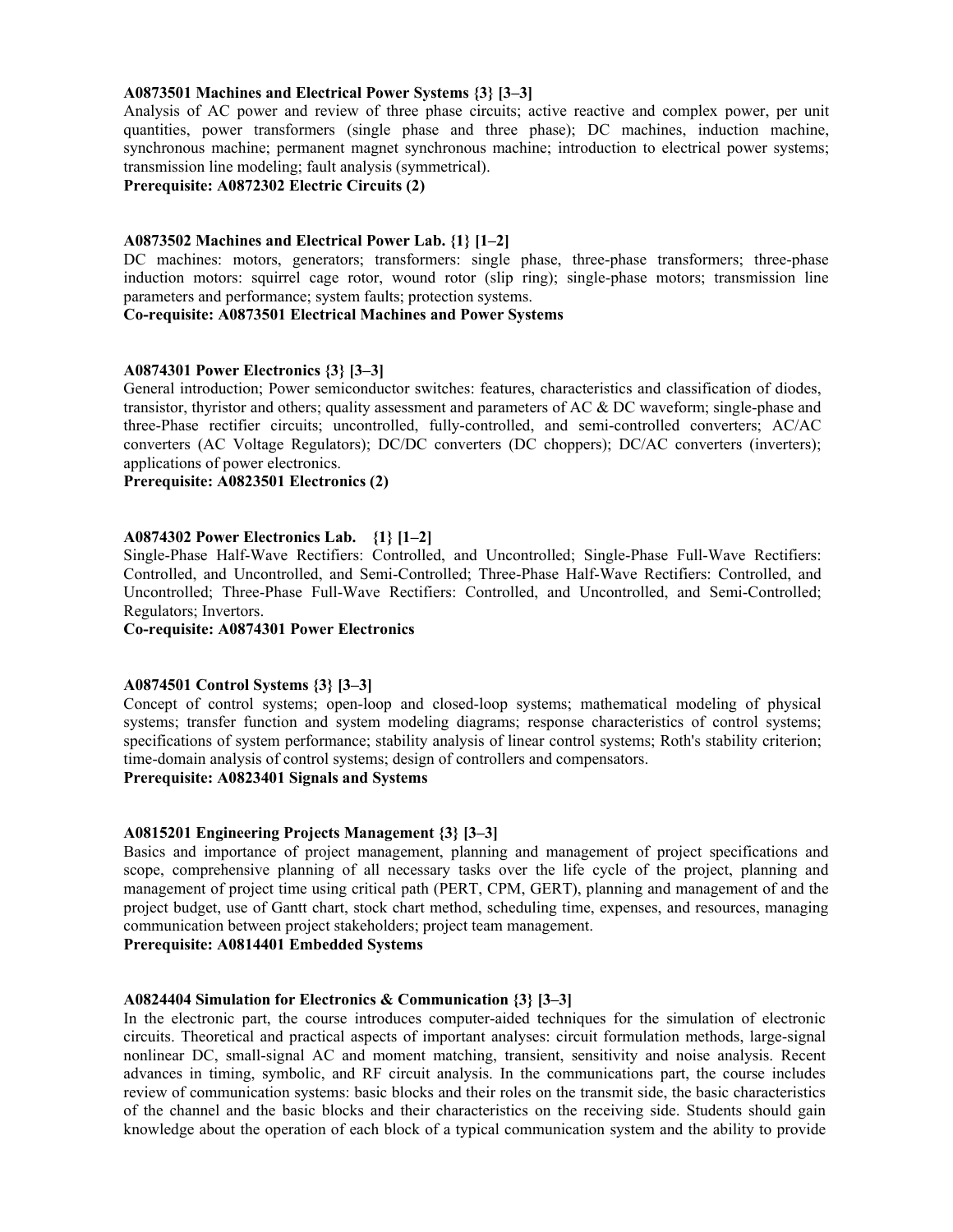**A0873501 Machines and Electrical Power Systems {3} [3–3]**

Analysis of AC power and review of three phase circuits; active reactive and complex power, per unit quantities, power transformers (single phase and three phase); DC machines, induction machine, synchronous machine; permanent magnet synchronous machine; introduction to electrical power systems; transmission line modeling; fault analysis (symmetrical).

**Prerequisite: A0872302 Electric Circuits (2)**

**A0873502 Machines and Electrical Power Lab. {1} [1–2]**

DC machines: motors, generators; transformers: single phase, three-phase transformers; three-phase induction motors: squirrel cage rotor, wound rotor (slip ring); single-phase motors; transmission line parameters and performance; system faults; protection systems.

**Co-requisite: A0873501 Electrical Machines and Power Systems**

**A0874301 Power Electronics {3} [3–3]**

General introduction; Power semiconductor switches: features, characteristics and classification of diodes, transistor, thyristor and others; quality assessment and parameters of AC & DC waveform; single-phase and three-Phase rectifier circuits; uncontrolled, fully-controlled, and semi-controlled converters; AC/AC converters (AC Voltage Regulators); DC/DC converters (DC choppers); DC/AC converters (inverters); applications of power electronics.

**Prerequisite: A0823501 Electronics (2)**

**A0874302 Power Electronics Lab. {1} [1–2]**

Single-Phase Half-Wave Rectifiers: Controlled, and Uncontrolled; Single-Phase Full-Wave Rectifiers: Controlled, and Uncontrolled, and Semi-Controlled; Three-Phase Half-Wave Rectifiers: Controlled, and Uncontrolled; Three-Phase Full-Wave Rectifiers: Controlled, and Uncontrolled, and Semi-Controlled; Regulators; Invertors.

**Co-requisite: A0874301 Power Electronics**

**A0874501 Control Systems {3} [3–3]**

Concept of control systems; open-loop and closed-loop systems; mathematical modeling of physical systems; transfer function and system modeling diagrams; response characteristics of control systems; specifications of system performance; stability analysis of linear control systems; Roth's stability criterion; time-domain analysis of control systems; design of controllers and compensators.

**Prerequisite: A0823401 Signals and Systems**

**A0815201 Engineering Projects Management {3} [3–3]**

Basics and importance of project management, planning and management of project specifications and scope, comprehensive planning of all necessary tasks over the life cycle of the project, planning and management of project time using critical path (PERT, CPM, GERT), planning and management of and the project budget, use of Gantt chart, stock chart method, scheduling time, expenses, and resources, managing communication between project stakeholders; project team management.

**Prerequisite: A0814401 Embedded Systems**

**A0824404 Simulation for Electronics & Communication {3} [3–3]**

In the electronic part, the course introduces computer-aided techniques for the simulation of electronic circuits. Theoretical and practical aspects of important analyses: circuit formulation methods, large-signal nonlinear DC, small-signal AC and moment matching, transient, sensitivity and noise analysis. Recent advances in timing, symbolic, and RF circuit analysis. In the communications part, the course includes review of communication systems: basic blocks and their roles on the transmit side, the basic characteristics of the channel and the basic blocks and their characteristics on the receiving side. Students should gain knowledge about the operation of each block of a typical communication system and the ability to provide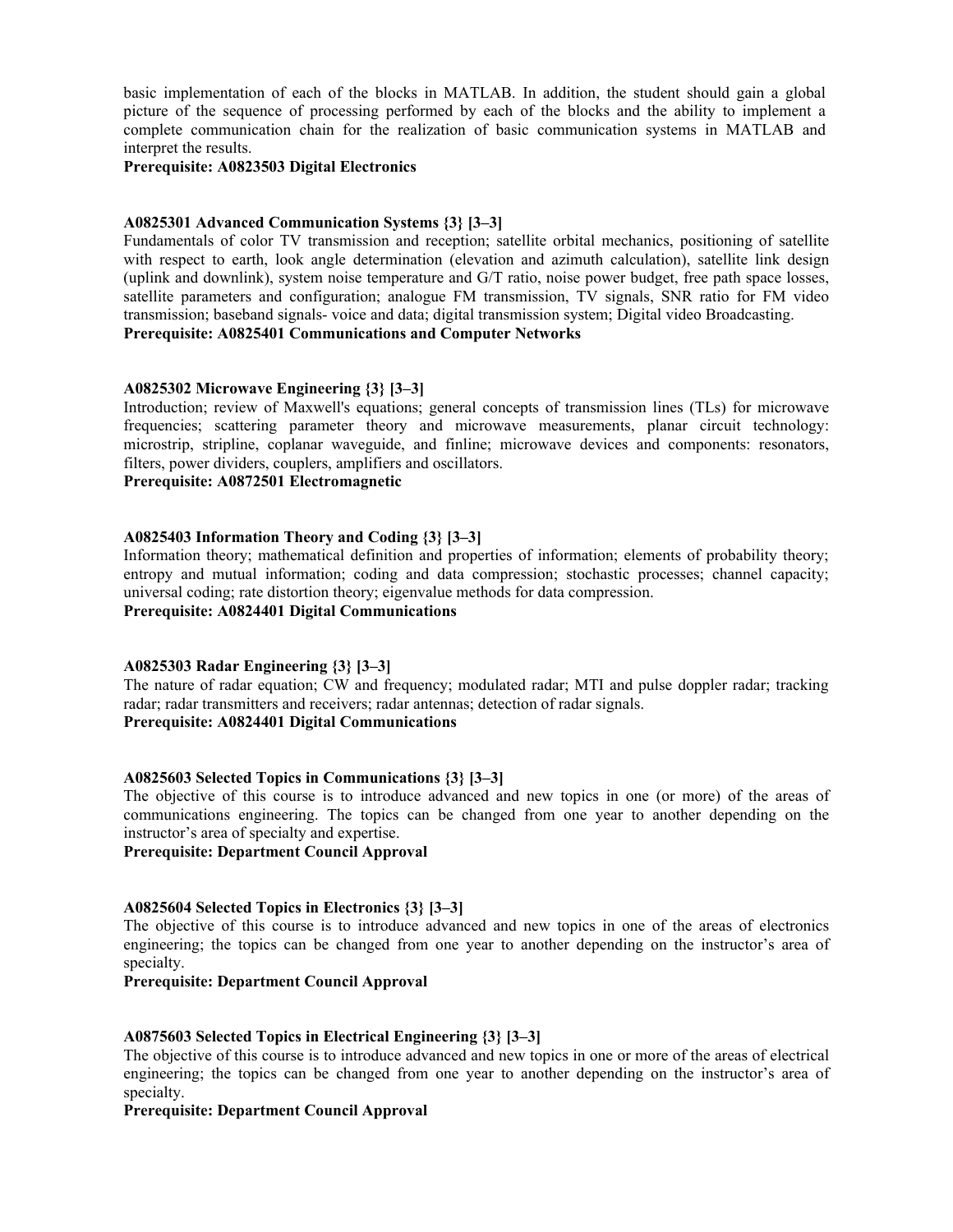basic implementation of each of the blocks in MATLAB. In addition, the student should gain a global picture of the sequence of processing performed by each of the blocks and the ability to implement a complete communication chain for the realization of basic communication systems in MATLAB and interpret the results.

**Prerequisite: A0823503 Digital Electronics**

**A0825301 Advanced Communication Systems {3} [3–3]**

Fundamentals of color TV transmission and reception; satellite orbital mechanics, positioning of satellite with respect to earth, look angle determination (elevation and azimuth calculation), satellite link design (uplink and downlink), system noise temperature and G/T ratio, noise power budget, free path space losses, satellite parameters and configuration; analogue FM transmission, TV signals, SNR ratio for FM video transmission; baseband signals- voice and data; digital transmission system; Digital video Broadcasting.

**Prerequisite: A0825401 Communications and Computer Networks**

**A0825302 Microwave Engineering {3} [3–3]**

Introduction; review of Maxwell's equations; general concepts of transmission lines (TLs) for microwave frequencies; scattering parameter theory and microwave measurements, planar circuit technology: microstrip, stripline, coplanar waveguide, and finline; microwave devices and components: resonators, filters, power dividers, couplers, amplifiers and oscillators.

**Prerequisite: A0872501 Electromagnetic**

**A0825403 Information Theory and Coding {3} [3–3]**

Information theory; mathematical definition and properties of information; elements of probability theory; entropy and mutual information; coding and data compression; stochastic processes; channel capacity; universal coding; rate distortion theory; eigenvalue methods for data compression.

**Prerequisite: A0824401 Digital Communications**

**A0825303 Radar Engineering {3} [3–3]**

The nature of radar equation; CW and frequency; modulated radar; MTI and pulse doppler radar; tracking radar; radar transmitters and receivers; radar antennas; detection of radar signals.

**Prerequisite: A0824401 Digital Communications**

**A0825603 Selected Topics in Communications {3} [3–3]**

The objective of this course is to introduce advanced and new topics in one (or more) of the areas of communications engineering. The topics can be changed from one year to another depending on the instructor's area of specialty and expertise.

**Prerequisite: Department Council Approval**

**A0825604 Selected Topics in Electronics {3} [3–3]**

The objective of this course is to introduce advanced and new topics in one of the areas of electronics engineering; the topics can be changed from one year to another depending on the instructor's area of specialty.

**Prerequisite: Department Council Approval**

**A0875603 Selected Topics in Electrical Engineering {3} [3–3]**

The objective of this course is to introduce advanced and new topics in one or more of the areas of electrical engineering; the topics can be changed from one year to another depending on the instructor's area of specialty.

**Prerequisite: Department Council Approval**